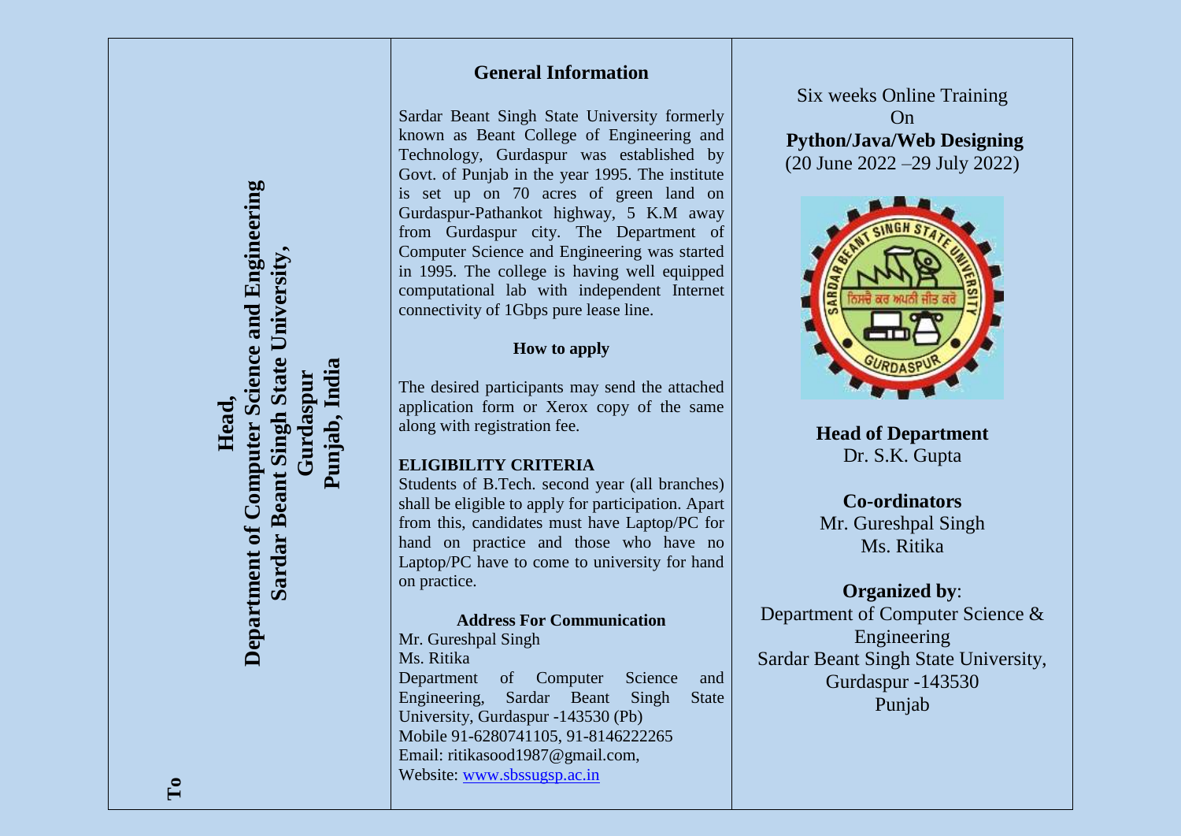**To**

**Head,**
**Department of Computer Science and Engineering**
**Sardar Beant Singh State University,**
**Gurdaspur**
**Punjab, India**

## General Information

Sardar Beant Singh State University formerly known as Beant College of Engineering and Technology, Gurdaspur was established by Govt. of Punjab in the year 1995. The institute is set up on 70 acres of green land on Gurdaspur-Pathankot highway, 5 K.M away from Gurdaspur city. The Department of Computer Science and Engineering was started in 1995. The college is having well equipped computational lab with independent Internet connectivity of 1Gbps pure lease line.

### How to apply

The desired participants may send the attached application form or Xerox copy of the same along with registration fee.

**ELIGIBILITY CRITERIA**

Students of B.Tech. second year (all branches) shall be eligible to apply for participation. Apart from this, candidates must have Laptop/PC for hand on practice and those who have no Laptop/PC have to come to university for hand on practice.

### Address For Communication

Mr. Gureshpal Singh
Ms. Ritika
Department of Computer Science and Engineering, Sardar Beant Singh State University, Gurdaspur -143530 (Pb)
Mobile 91-6280741105, 91-8146222265
Email: ritikasood1987@gmail.com,
Website: www.sbssugsp.ac.in

Six weeks Online Training
On
**Python/Java/Web Designing**
(20 June 2022 –29 July 2022)

**Head of Department**
Dr. S.K. Gupta

**Co-ordinators**
Mr. Gureshpal Singh
Ms. Ritika

**Organized by**:
Department of Computer Science & Engineering
Sardar Beant Singh State University,
Gurdaspur -143530
Punjab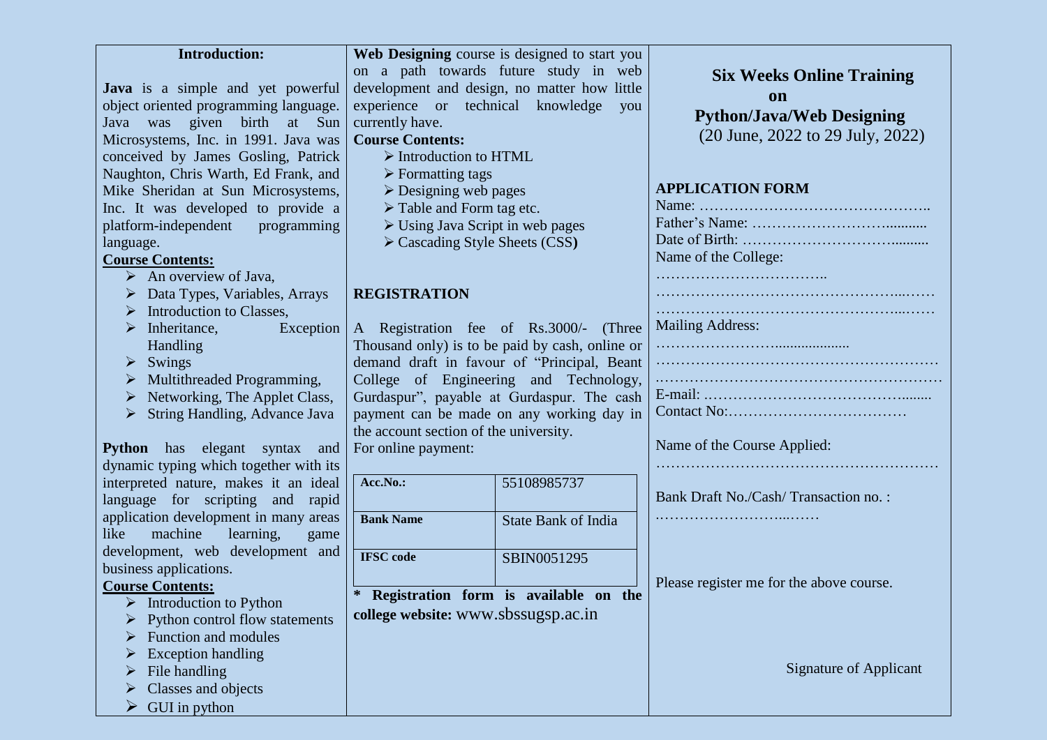## Introduction:

**Java** is a simple and yet powerful object oriented programming language. Java was given birth at Sun Microsystems, Inc. in 1991. Java was conceived by James Gosling, Patrick Naughton, Chris Warth, Ed Frank, and Mike Sheridan at Sun Microsystems, Inc. It was developed to provide a platform-independent programming language.

**Course Contents:**

- An overview of Java,
- Data Types, Variables, Arrays
- Introduction to Classes,
- Inheritance, Exception Handling
- Swings
- Multithreaded Programming,
- Networking, The Applet Class,
- String Handling, Advance Java

**Python** has elegant syntax and dynamic typing which together with its interpreted nature, makes it an ideal language for scripting and rapid application development in many areas like machine learning, game development, web development and business applications.

**Course Contents:**

- Introduction to Python
- Python control flow statements
- Function and modules
- Exception handling
- File handling
- Classes and objects
- GUI in python

**Web Designing** course is designed to start you on a path towards future study in web development and design, no matter how little experience or technical knowledge you currently have.

**Course Contents:**

- Introduction to HTML
- Formatting tags
- Designing web pages
- Table and Form tag etc.
- Using Java Script in web pages
- Cascading Style Sheets (CSS)

## REGISTRATION

A Registration fee of Rs.3000/- (Three Thousand only) is to be paid by cash, online or demand draft in favour of "Principal, Beant College of Engineering and Technology, Gurdaspur", payable at Gurdaspur. The cash payment can be made on any working day in the account section of the university.

For online payment:

| | |
|---|---|
| **Acc.No.:** | 55108985737 |
| **Bank Name** | State Bank of India |
| **IFSC code** | SBIN0051295 |

**\* Registration form is available on the college website:** www.sbssugsp.ac.in

# Six Weeks Online Training on Python/Java/Web Designing

(20 June, 2022 to 29 July, 2022)

## APPLICATION FORM

Name: ……………………………………….

Father's Name: ………………………..........

Date of Birth: ……………………………..........

Name of the College:

……………………………..

…………………………………………….....……

…………………………………………….....……

Mailing Address:

……………………...................

………………………………………………………

………………………………………………………

E-mail: ……………………………………........

Contact No:………………………………

Name of the Course Applied:

………………………………………………………

Bank Draft No./Cash/ Transaction no. :

…………………………....……

Please register me for the above course.

Signature of Applicant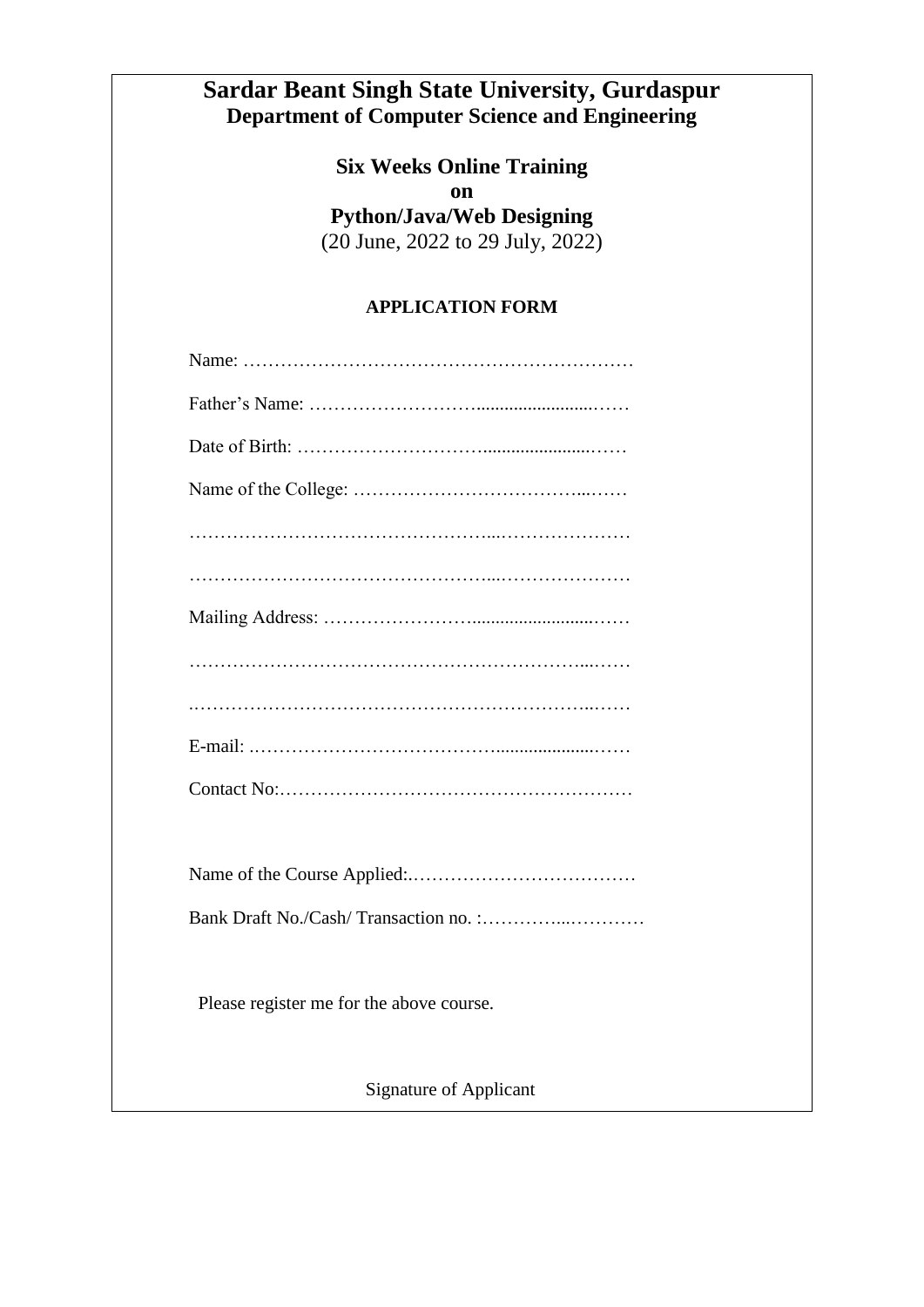# Sardar Beant Singh State University, Gurdaspur

## Department of Computer Science and Engineering

**Six Weeks Online Training**
**on**
**Python/Java/Web Designing**
(20 June, 2022 to 29 July, 2022)

**APPLICATION FORM**

Name: ………………………………………………………

Father's Name: ……………………........................……

Date of Birth: ………………………......................……

Name of the College: ……………………………...……

…………………………………………...…………………

…………………………………………...…………………

Mailing Address: ……………………..........................……

……………………………………………………….....……

..……………………………………………………....……

E-mail: .………………………………….....................……

Contact No:…………………………………………………

Name of the Course Applied:.………………………………

Bank Draft No./Cash/ Transaction no. :…………...…………

Please register me for the above course.

Signature of Applicant